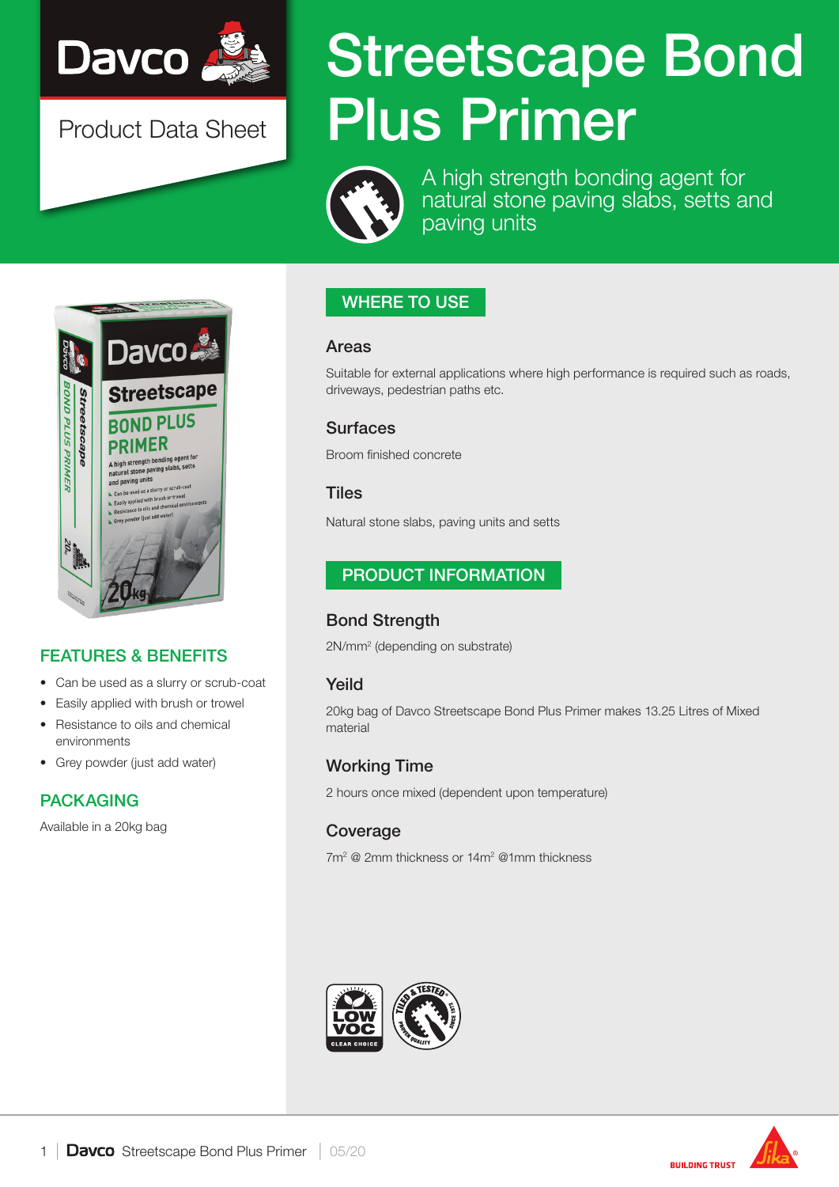Davco

Product Data Sheet

# Streetscape Bond Plus Primer

A high strength bonding agent for natural stone paving slabs, setts and paving units

## FEATURES & BENEFITS

- Can be used as a slurry or scrub-coat
- Easily applied with brush or trowel
- Resistance to oils and chemical environments
- Grey powder (just add water)

## PACKAGING

Available in a 20kg bag

## WHERE TO USE

### Areas

Suitable for external applications where high performance is required such as roads, driveways, pedestrian paths etc.

### Surfaces

Broom finished concrete

### Tiles

Natural stone slabs, paving units and setts

## PRODUCT INFORMATION

### Bond Strength

2N/mm² (depending on substrate)

### Yeild

20kg bag of Davco Streetscape Bond Plus Primer makes 13.25 Litres of Mixed material

### Working Time

2 hours once mixed (dependent upon temperature)

### Coverage

7m² @ 2mm thickness or 14m² @1mm thickness

LOW VOC CLEAR CHOICE

TILED & TESTED SINCE 1975 PROVEN QUALITY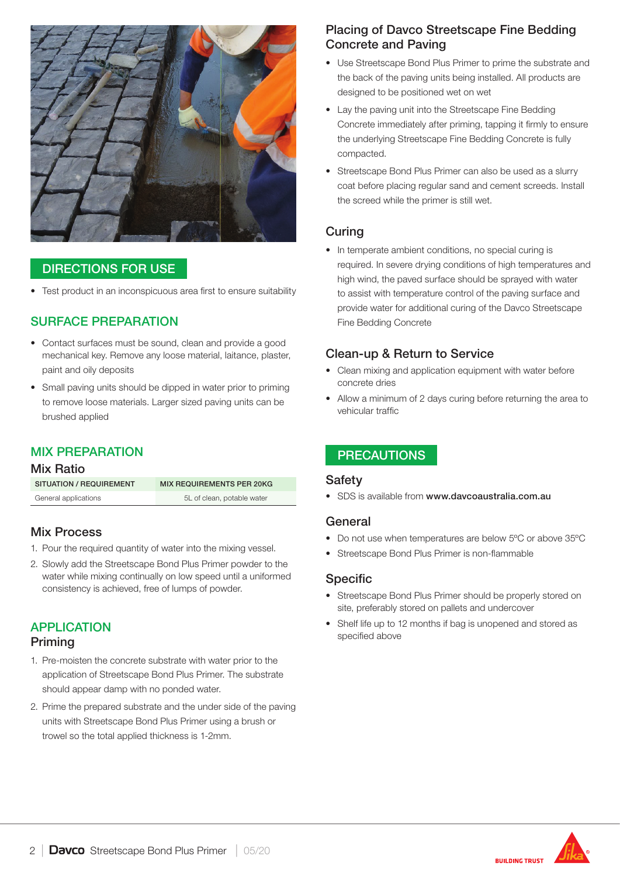## DIRECTIONS FOR USE

- Test product in an inconspicuous area first to ensure suitability

## SURFACE PREPARATION

- Contact surfaces must be sound, clean and provide a good mechanical key. Remove any loose material, laitance, plaster, paint and oily deposits
- Small paving units should be dipped in water prior to priming to remove loose materials. Larger sized paving units can be brushed applied

## MIX PREPARATION

### Mix Ratio

| SITUATION / REQUIREMENT | MIX REQUIREMENTS PER 20KG |
|---|---|
| General applications | 5L of clean, potable water |

### Mix Process

1. Pour the required quantity of water into the mixing vessel.
2. Slowly add the Streetscape Bond Plus Primer powder to the water while mixing continually on low speed until a uniformed consistency is achieved, free of lumps of powder.

## APPLICATION

### Priming

1. Pre-moisten the concrete substrate with water prior to the application of Streetscape Bond Plus Primer. The substrate should appear damp with no ponded water.
2. Prime the prepared substrate and the under side of the paving units with Streetscape Bond Plus Primer using a brush or trowel so the total applied thickness is 1-2mm.

### Placing of Davco Streetscape Fine Bedding Concrete and Paving

- Use Streetscape Bond Plus Primer to prime the substrate and the back of the paving units being installed. All products are designed to be positioned wet on wet
- Lay the paving unit into the Streetscape Fine Bedding Concrete immediately after priming, tapping it firmly to ensure the underlying Streetscape Fine Bedding Concrete is fully compacted.
- Streetscape Bond Plus Primer can also be used as a slurry coat before placing regular sand and cement screeds. Install the screed while the primer is still wet.

### Curing

- In temperate ambient conditions, no special curing is required. In severe drying conditions of high temperatures and high wind, the paved surface should be sprayed with water to assist with temperature control of the paving surface and provide water for additional curing of the Davco Streetscape Fine Bedding Concrete

### Clean-up & Return to Service

- Clean mixing and application equipment with water before concrete dries
- Allow a minimum of 2 days curing before returning the area to vehicular traffic

## PRECAUTIONS

### Safety

- SDS is available from **www.davcoaustralia.com.au**

### General

- Do not use when temperatures are below 5ºC or above 35ºC
- Streetscape Bond Plus Primer is non-flammable

### Specific

- Streetscape Bond Plus Primer should be properly stored on site, preferably stored on pallets and undercover
- Shelf life up to 12 months if bag is unopened and stored as specified above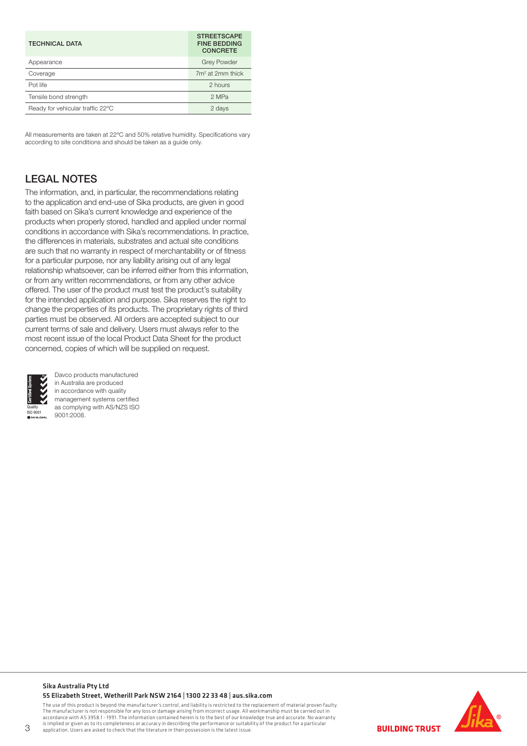| TECHNICAL DATA | STREETSCAPE FINE BEDDING CONCRETE |
| --- | --- |
| Appearance | Grey Powder |
| Coverage | $7m^2$ at 2mm thick |
| Pot life | 2 hours |
| Tensile bond strength | 2 MPa |
| Ready for vehicular traffic 22ºC | 2 days |

All measurements are taken at 22ºC and 50% relative humidity. Specifications vary according to site conditions and should be taken as a guide only.

## LEGAL NOTES

The information, and, in particular, the recommendations relating to the application and end-use of Sika products, are given in good faith based on Sika's current knowledge and experience of the products when properly stored, handled and applied under normal conditions in accordance with Sika's recommendations. In practice, the differences in materials, substrates and actual site conditions are such that no warranty in respect of merchantability or of fitness for a particular purpose, nor any liability arising out of any legal relationship whatsoever, can be inferred either from this information, or from any written recommendations, or from any other advice offered. The user of the product must test the product's suitability for the intended application and purpose. Sika reserves the right to change the properties of its products. The proprietary rights of third parties must be observed. All orders are accepted subject to our current terms of sale and delivery. Users must always refer to the most recent issue of the local Product Data Sheet for the product concerned, copies of which will be supplied on request.

Certified System
Quality
ISO 9001
SAI GLOBAL

Davco products manufactured in Australia are produced in accordance with quality management systems certified as complying with AS/NZS ISO 9001:2008.

**Sika Australia Pty Ltd**

**55 Elizabeth Street, Wetherill Park NSW 2164 | 1300 22 33 48 | aus.sika.com**

The use of this product is beyond the manufacturer's control, and liability is restricted to the replacement of material proven faulty. The manufacturer is not responsible for any loss or damage arising from incorrect usage. All workmanship must be carried out in accordance with AS 3958.1 - 1991. The information contained herein is to the best of our knowledge true and accurate. No warranty is implied or given as to its completeness or accuracy in describing the performance or suitability of the product for a particular application. Users are asked to check that the literature in their possession is the latest issue.

**BUILDING TRUST**